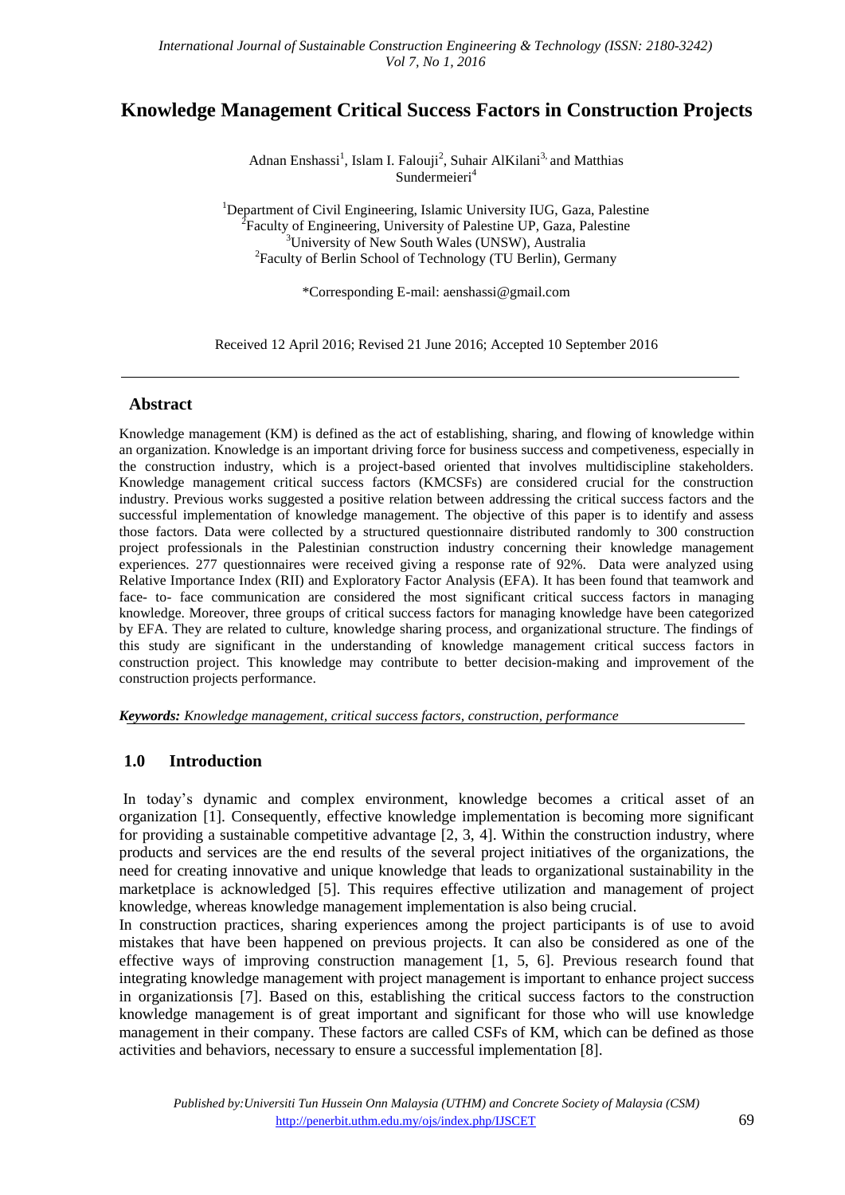# Knowledge Management Critical Success Factors in Construction Projects

Adnan Enshassi[1], Islam I. Falouji[2], Suhair AlKilani[3,] and Matthias Sundermeieri[4]

[1]Department of Civil Engineering, Islamic University IUG, Gaza, Palestine
[2]Faculty of Engineering, University of Palestine UP, Gaza, Palestine
[3]University of New South Wales (UNSW), Australia
[2]Faculty of Berlin School of Technology (TU Berlin), Germany

*Corresponding E-mail: aenshassi@gmail.com

Received 12 April 2016; Revised 21 June 2016; Accepted 10 September 2016

## Abstract

Knowledge management (KM) is defined as the act of establishing, sharing, and flowing of knowledge within an organization. Knowledge is an important driving force for business success and competiveness, especially in the construction industry, which is a project-based oriented that involves multidiscipline stakeholders. Knowledge management critical success factors (KMCSFs) are considered crucial for the construction industry. Previous works suggested a positive relation between addressing the critical success factors and the successful implementation of knowledge management. The objective of this paper is to identify and assess those factors. Data were collected by a structured questionnaire distributed randomly to 300 construction project professionals in the Palestinian construction industry concerning their knowledge management experiences. 277 questionnaires were received giving a response rate of 92%. Data were analyzed using Relative Importance Index (RII) and Exploratory Factor Analysis (EFA). It has been found that teamwork and face- to- face communication are considered the most significant critical success factors in managing knowledge. Moreover, three groups of critical success factors for managing knowledge have been categorized by EFA. They are related to culture, knowledge sharing process, and organizational structure. The findings of this study are significant in the understanding of knowledge management critical success factors in construction project. This knowledge may contribute to better decision-making and improvement of the construction projects performance.

***Keywords:*** *Knowledge management, critical success factors, construction, performance*

## 1.0 Introduction

In today's dynamic and complex environment, knowledge becomes a critical asset of an organization [1]. Consequently, effective knowledge implementation is becoming more significant for providing a sustainable competitive advantage [2, 3, 4]. Within the construction industry, where products and services are the end results of the several project initiatives of the organizations, the need for creating innovative and unique knowledge that leads to organizational sustainability in the marketplace is acknowledged [5]. This requires effective utilization and management of project knowledge, whereas knowledge management implementation is also being crucial.

In construction practices, sharing experiences among the project participants is of use to avoid mistakes that have been happened on previous projects. It can also be considered as one of the effective ways of improving construction management [1, 5, 6]. Previous research found that integrating knowledge management with project management is important to enhance project success in organizationsis [7]. Based on this, establishing the critical success factors to the construction knowledge management is of great important and significant for those who will use knowledge management in their company. These factors are called CSFs of KM, which can be defined as those activities and behaviors, necessary to ensure a successful implementation [8].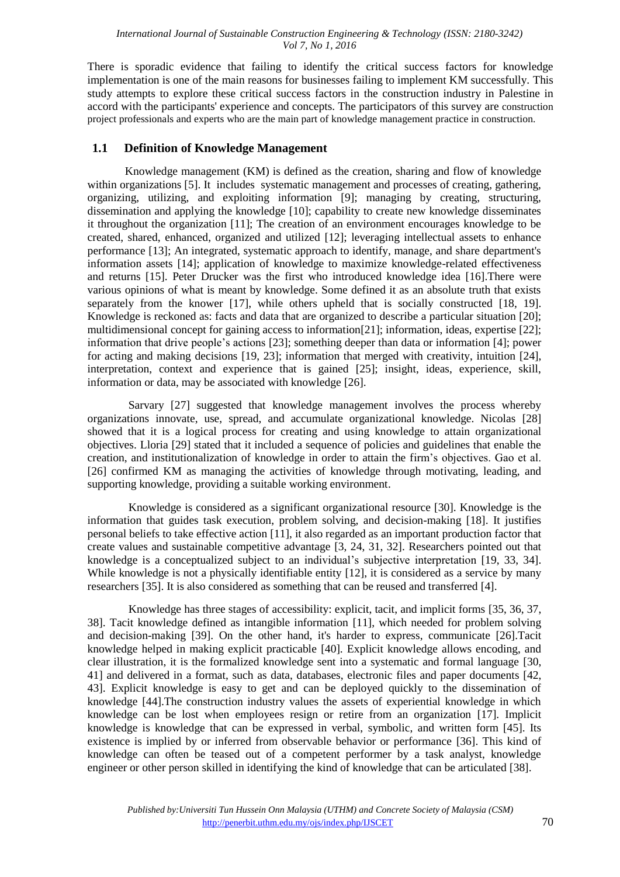There is sporadic evidence that failing to identify the critical success factors for knowledge implementation is one of the main reasons for businesses failing to implement KM successfully. This study attempts to explore these critical success factors in the construction industry in Palestine in accord with the participants' experience and concepts. The participators of this survey are construction project professionals and experts who are the main part of knowledge management practice in construction.

## 1.1 Definition of Knowledge Management

Knowledge management (KM) is defined as the creation, sharing and flow of knowledge within organizations [5]. It includes systematic management and processes of creating, gathering, organizing, utilizing, and exploiting information [9]; managing by creating, structuring, dissemination and applying the knowledge [10]; capability to create new knowledge disseminates it throughout the organization [11]; The creation of an environment encourages knowledge to be created, shared, enhanced, organized and utilized [12]; leveraging intellectual assets to enhance performance [13]; An integrated, systematic approach to identify, manage, and share department's information assets [14]; application of knowledge to maximize knowledge-related effectiveness and returns [15]. Peter Drucker was the first who introduced knowledge idea [16].There were various opinions of what is meant by knowledge. Some defined it as an absolute truth that exists separately from the knower [17], while others upheld that is socially constructed [18, 19]. Knowledge is reckoned as: facts and data that are organized to describe a particular situation [20]; multidimensional concept for gaining access to information[21]; information, ideas, expertise [22]; information that drive people's actions [23]; something deeper than data or information [4]; power for acting and making decisions [19, 23]; information that merged with creativity, intuition [24], interpretation, context and experience that is gained [25]; insight, ideas, experience, skill, information or data, may be associated with knowledge [26].

Sarvary [27] suggested that knowledge management involves the process whereby organizations innovate, use, spread, and accumulate organizational knowledge. Nicolas [28] showed that it is a logical process for creating and using knowledge to attain organizational objectives. Lloria [29] stated that it included a sequence of policies and guidelines that enable the creation, and institutionalization of knowledge in order to attain the firm's objectives. Gao et al. [26] confirmed KM as managing the activities of knowledge through motivating, leading, and supporting knowledge, providing a suitable working environment.

Knowledge is considered as a significant organizational resource [30]. Knowledge is the information that guides task execution, problem solving, and decision-making [18]. It justifies personal beliefs to take effective action [11], it also regarded as an important production factor that create values and sustainable competitive advantage [3, 24, 31, 32]. Researchers pointed out that knowledge is a conceptualized subject to an individual's subjective interpretation [19, 33, 34]. While knowledge is not a physically identifiable entity [12], it is considered as a service by many researchers [35]. It is also considered as something that can be reused and transferred [4].

Knowledge has three stages of accessibility: explicit, tacit, and implicit forms [35, 36, 37, 38]. Tacit knowledge defined as intangible information [11], which needed for problem solving and decision-making [39]. On the other hand, it's harder to express, communicate [26].Tacit knowledge helped in making explicit practicable [40]. Explicit knowledge allows encoding, and clear illustration, it is the formalized knowledge sent into a systematic and formal language [30, 41] and delivered in a format, such as data, databases, electronic files and paper documents [42, 43]. Explicit knowledge is easy to get and can be deployed quickly to the dissemination of knowledge [44].The construction industry values the assets of experiential knowledge in which knowledge can be lost when employees resign or retire from an organization [17]. Implicit knowledge is knowledge that can be expressed in verbal, symbolic, and written form [45]. Its existence is implied by or inferred from observable behavior or performance [36]. This kind of knowledge can often be teased out of a competent performer by a task analyst, knowledge engineer or other person skilled in identifying the kind of knowledge that can be articulated [38].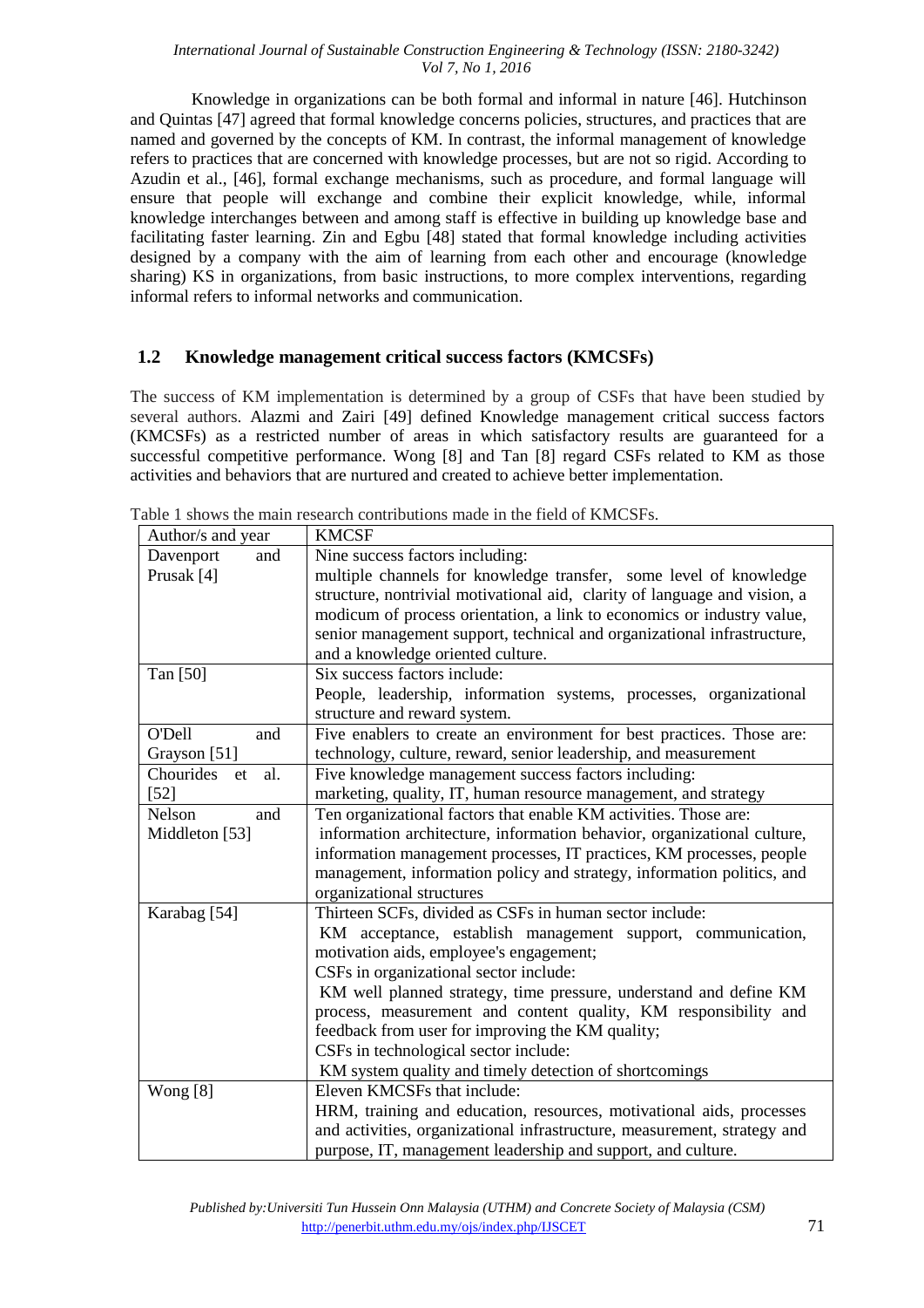Knowledge in organizations can be both formal and informal in nature [46]. Hutchinson and Quintas [47] agreed that formal knowledge concerns policies, structures, and practices that are named and governed by the concepts of KM. In contrast, the informal management of knowledge refers to practices that are concerned with knowledge processes, but are not so rigid. According to Azudin et al., [46], formal exchange mechanisms, such as procedure, and formal language will ensure that people will exchange and combine their explicit knowledge, while, informal knowledge interchanges between and among staff is effective in building up knowledge base and facilitating faster learning. Zin and Egbu [48] stated that formal knowledge including activities designed by a company with the aim of learning from each other and encourage (knowledge sharing) KS in organizations, from basic instructions, to more complex interventions, regarding informal refers to informal networks and communication.

## 1.2 Knowledge management critical success factors (KMCSFs)

The success of KM implementation is determined by a group of CSFs that have been studied by several authors. Alazmi and Zairi [49] defined Knowledge management critical success factors (KMCSFs) as a restricted number of areas in which satisfactory results are guaranteed for a successful competitive performance. Wong [8] and Tan [8] regard CSFs related to KM as those activities and behaviors that are nurtured and created to achieve better implementation.

Table 1 shows the main research contributions made in the field of KMCSFs.

| Author/s and year | KMCSF |
| --- | --- |
| Davenport and Prusak [4] | Nine success factors including: multiple channels for knowledge transfer, some level of knowledge structure, nontrivial motivational aid, clarity of language and vision, a modicum of process orientation, a link to economics or industry value, senior management support, technical and organizational infrastructure, and a knowledge oriented culture. |
| Tan [50] | Six success factors include: People, leadership, information systems, processes, organizational structure and reward system. |
| O'Dell and Grayson [51] | Five enablers to create an environment for best practices. Those are: technology, culture, reward, senior leadership, and measurement |
| Chourides et al. [52] | Five knowledge management success factors including: marketing, quality, IT, human resource management, and strategy |
| Nelson and Middleton [53] | Ten organizational factors that enable KM activities. Those are: information architecture, information behavior, organizational culture, information management processes, IT practices, KM processes, people management, information policy and strategy, information politics, and organizational structures |
| Karabag [54] | Thirteen SCFs, divided as CSFs in human sector include: KM acceptance, establish management support, communication, motivation aids, employee's engagement; CSFs in organizational sector include: KM well planned strategy, time pressure, understand and define KM process, measurement and content quality, KM responsibility and feedback from user for improving the KM quality; CSFs in technological sector include: KM system quality and timely detection of shortcomings |
| Wong [8] | Eleven KMCSFs that include: HRM, training and education, resources, motivational aids, processes and activities, organizational infrastructure, measurement, strategy and purpose, IT, management leadership and support, and culture. |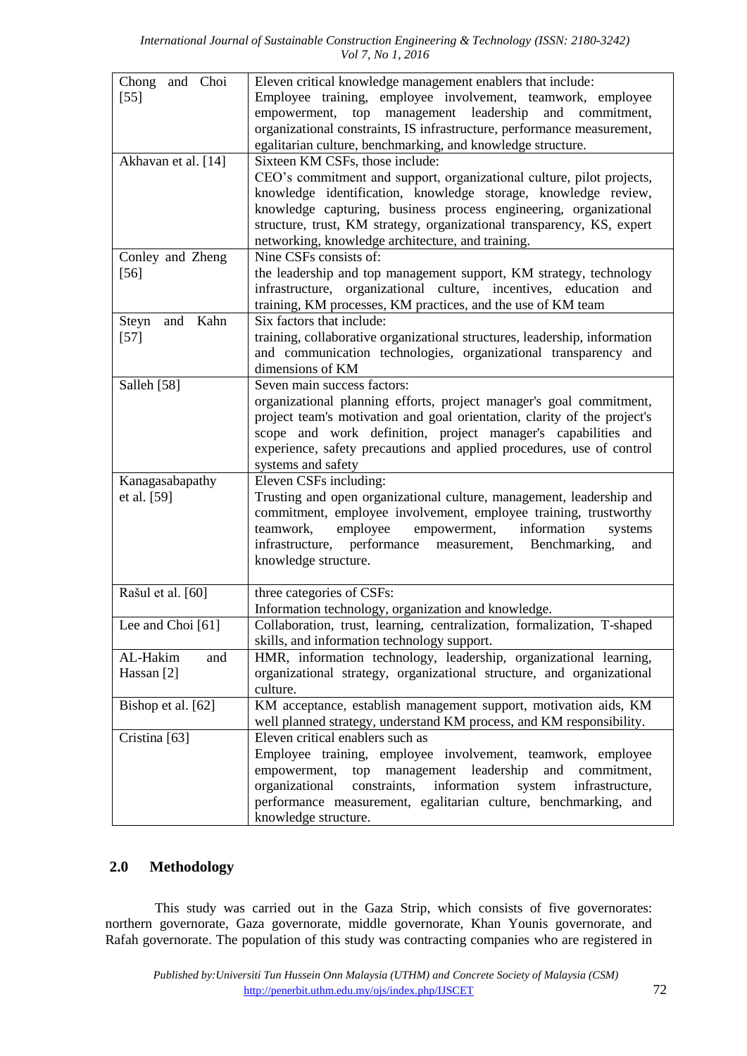| | |
|---|---|
| Chong and Choi [55] | Eleven critical knowledge management enablers that include: Employee training, employee involvement, teamwork, employee empowerment, top management leadership and commitment, organizational constraints, IS infrastructure, performance measurement, egalitarian culture, benchmarking, and knowledge structure. |
| Akhavan et al. [14] | Sixteen KM CSFs, those include: CEO's commitment and support, organizational culture, pilot projects, knowledge identification, knowledge storage, knowledge review, knowledge capturing, business process engineering, organizational structure, trust, KM strategy, organizational transparency, KS, expert networking, knowledge architecture, and training. |
| Conley and Zheng [56] | Nine CSFs consists of: the leadership and top management support, KM strategy, technology infrastructure, organizational culture, incentives, education and training, KM processes, KM practices, and the use of KM team |
| Steyn and Kahn [57] | Six factors that include: training, collaborative organizational structures, leadership, information and communication technologies, organizational transparency and dimensions of KM |
| Salleh [58] | Seven main success factors: organizational planning efforts, project manager's goal commitment, project team's motivation and goal orientation, clarity of the project's scope and work definition, project manager's capabilities and experience, safety precautions and applied procedures, use of control systems and safety |
| Kanagasabapathy et al. [59] | Eleven CSFs including: Trusting and open organizational culture, management, leadership and commitment, employee involvement, employee training, trustworthy teamwork, employee empowerment, information systems infrastructure, performance measurement, Benchmarking, and knowledge structure. |
| Rašul et al. [60] | three categories of CSFs: Information technology, organization and knowledge. |
| Lee and Choi [61] | Collaboration, trust, learning, centralization, formalization, T-shaped skills, and information technology support. |
| AL-Hakim and Hassan [2] | HMR, information technology, leadership, organizational learning, organizational strategy, organizational structure, and organizational culture. |
| Bishop et al. [62] | KM acceptance, establish management support, motivation aids, KM well planned strategy, understand KM process, and KM responsibility. |
| Cristina [63] | Eleven critical enablers such as Employee training, employee involvement, teamwork, employee empowerment, top management leadership and commitment, organizational constraints, information system infrastructure, performance measurement, egalitarian culture, benchmarking, and knowledge structure. |

## 2.0 Methodology

This study was carried out in the Gaza Strip, which consists of five governorates: northern governorate, Gaza governorate, middle governorate, Khan Younis governorate, and Rafah governorate. The population of this study was contracting companies who are registered in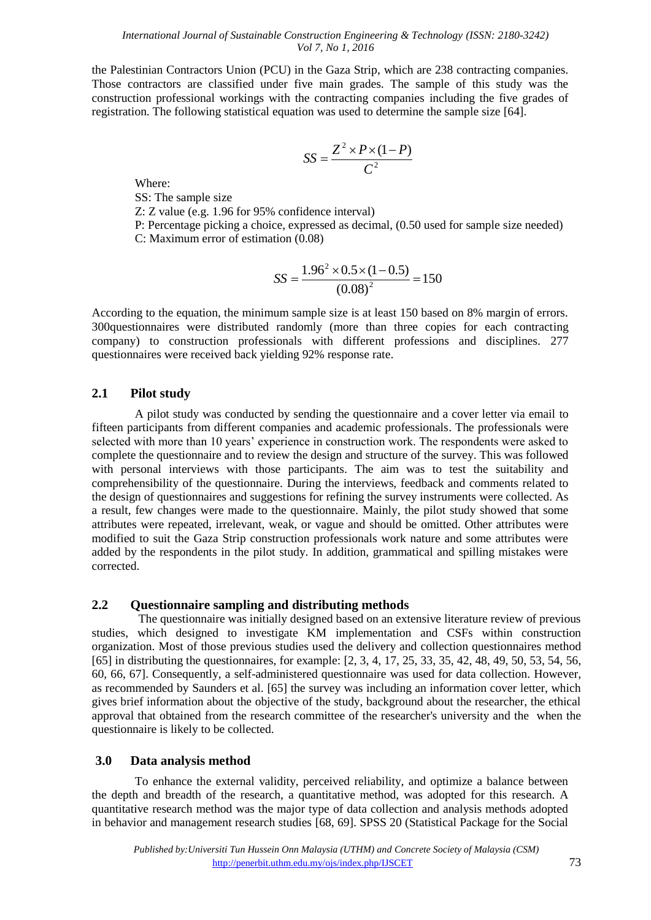the Palestinian Contractors Union (PCU) in the Gaza Strip, which are 238 contracting companies. Those contractors are classified under five main grades. The sample of this study was the construction professional workings with the contracting companies including the five grades of registration. The following statistical equation was used to determine the sample size [64].

$$SS = \frac{Z^2 \times P \times (1 - P)}{C^2}$$

Where:

SS: The sample size

Z: Z value (e.g. 1.96 for 95% confidence interval)

P: Percentage picking a choice, expressed as decimal, (0.50 used for sample size needed)

C: Maximum error of estimation (0.08)

$$SS = \frac{1.96^2 \times 0.5 \times (1 - 0.5)}{(0.08)^2} = 150$$

According to the equation, the minimum sample size is at least 150 based on 8% margin of errors. 300questionnaires were distributed randomly (more than three copies for each contracting company) to construction professionals with different professions and disciplines. 277 questionnaires were received back yielding 92% response rate.

## 2.1 Pilot study

A pilot study was conducted by sending the questionnaire and a cover letter via email to fifteen participants from different companies and academic professionals. The professionals were selected with more than 10 years' experience in construction work. The respondents were asked to complete the questionnaire and to review the design and structure of the survey. This was followed with personal interviews with those participants. The aim was to test the suitability and comprehensibility of the questionnaire. During the interviews, feedback and comments related to the design of questionnaires and suggestions for refining the survey instruments were collected. As a result, few changes were made to the questionnaire. Mainly, the pilot study showed that some attributes were repeated, irrelevant, weak, or vague and should be omitted. Other attributes were modified to suit the Gaza Strip construction professionals work nature and some attributes were added by the respondents in the pilot study. In addition, grammatical and spilling mistakes were corrected.

## 2.2 Questionnaire sampling and distributing methods

The questionnaire was initially designed based on an extensive literature review of previous studies, which designed to investigate KM implementation and CSFs within construction organization. Most of those previous studies used the delivery and collection questionnaires method [65] in distributing the questionnaires, for example: [2, 3, 4, 17, 25, 33, 35, 42, 48, 49, 50, 53, 54, 56, 60, 66, 67]. Consequently, a self-administered questionnaire was used for data collection. However, as recommended by Saunders et al. [65] the survey was including an information cover letter, which gives brief information about the objective of the study, background about the researcher, the ethical approval that obtained from the research committee of the researcher's university and the when the questionnaire is likely to be collected.

# 3.0 Data analysis method

To enhance the external validity, perceived reliability, and optimize a balance between the depth and breadth of the research, a quantitative method, was adopted for this research. A quantitative research method was the major type of data collection and analysis methods adopted in behavior and management research studies [68, 69]. SPSS 20 (Statistical Package for the Social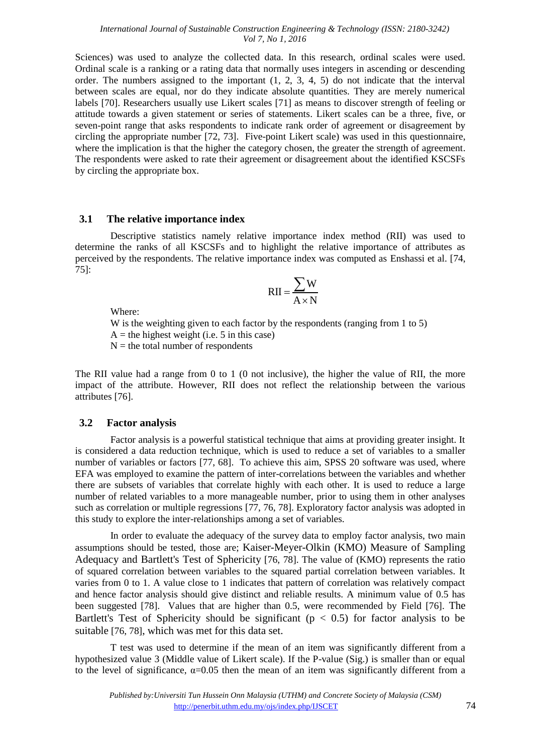Sciences) was used to analyze the collected data. In this research, ordinal scales were used. Ordinal scale is a ranking or a rating data that normally uses integers in ascending or descending order. The numbers assigned to the important (1, 2, 3, 4, 5) do not indicate that the interval between scales are equal, nor do they indicate absolute quantities. They are merely numerical labels [70]. Researchers usually use Likert scales [71] as means to discover strength of feeling or attitude towards a given statement or series of statements. Likert scales can be a three, five, or seven-point range that asks respondents to indicate rank order of agreement or disagreement by circling the appropriate number [72, 73]. Five-point Likert scale) was used in this questionnaire, where the implication is that the higher the category chosen, the greater the strength of agreement. The respondents were asked to rate their agreement or disagreement about the identified KSCSFs by circling the appropriate box.

## 3.1 The relative importance index

Descriptive statistics namely relative importance index method (RII) was used to determine the ranks of all KSCSFs and to highlight the relative importance of attributes as perceived by the respondents. The relative importance index was computed as Enshassi et al. [74, 75]:

$$\text{RII} = \frac{\sum \text{W}}{\text{A} \times \text{N}}$$

Where:

W is the weighting given to each factor by the respondents (ranging from 1 to 5)
A = the highest weight (i.e. 5 in this case)
N = the total number of respondents

The RII value had a range from 0 to 1 (0 not inclusive), the higher the value of RII, the more impact of the attribute. However, RII does not reflect the relationship between the various attributes [76].

## 3.2 Factor analysis

Factor analysis is a powerful statistical technique that aims at providing greater insight. It is considered a data reduction technique, which is used to reduce a set of variables to a smaller number of variables or factors [77, 68]. To achieve this aim, SPSS 20 software was used, where EFA was employed to examine the pattern of inter-correlations between the variables and whether there are subsets of variables that correlate highly with each other. It is used to reduce a large number of related variables to a more manageable number, prior to using them in other analyses such as correlation or multiple regressions [77, 76, 78]. Exploratory factor analysis was adopted in this study to explore the inter-relationships among a set of variables.

In order to evaluate the adequacy of the survey data to employ factor analysis, two main assumptions should be tested, those are; Kaiser-Meyer-Olkin (KMO) Measure of Sampling Adequacy and Bartlett's Test of Sphericity [76, 78]. The value of (KMO) represents the ratio of squared correlation between variables to the squared partial correlation between variables. It varies from 0 to 1. A value close to 1 indicates that pattern of correlation was relatively compact and hence factor analysis should give distinct and reliable results. A minimum value of 0.5 has been suggested [78]. Values that are higher than 0.5, were recommended by Field [76]. The Bartlett's Test of Sphericity should be significant ($p < 0.5$) for factor analysis to be suitable [76, 78], which was met for this data set.

T test was used to determine if the mean of an item was significantly different from a hypothesized value 3 (Middle value of Likert scale). If the P-value (Sig.) is smaller than or equal to the level of significance, $\alpha$=0.05 then the mean of an item was significantly different from a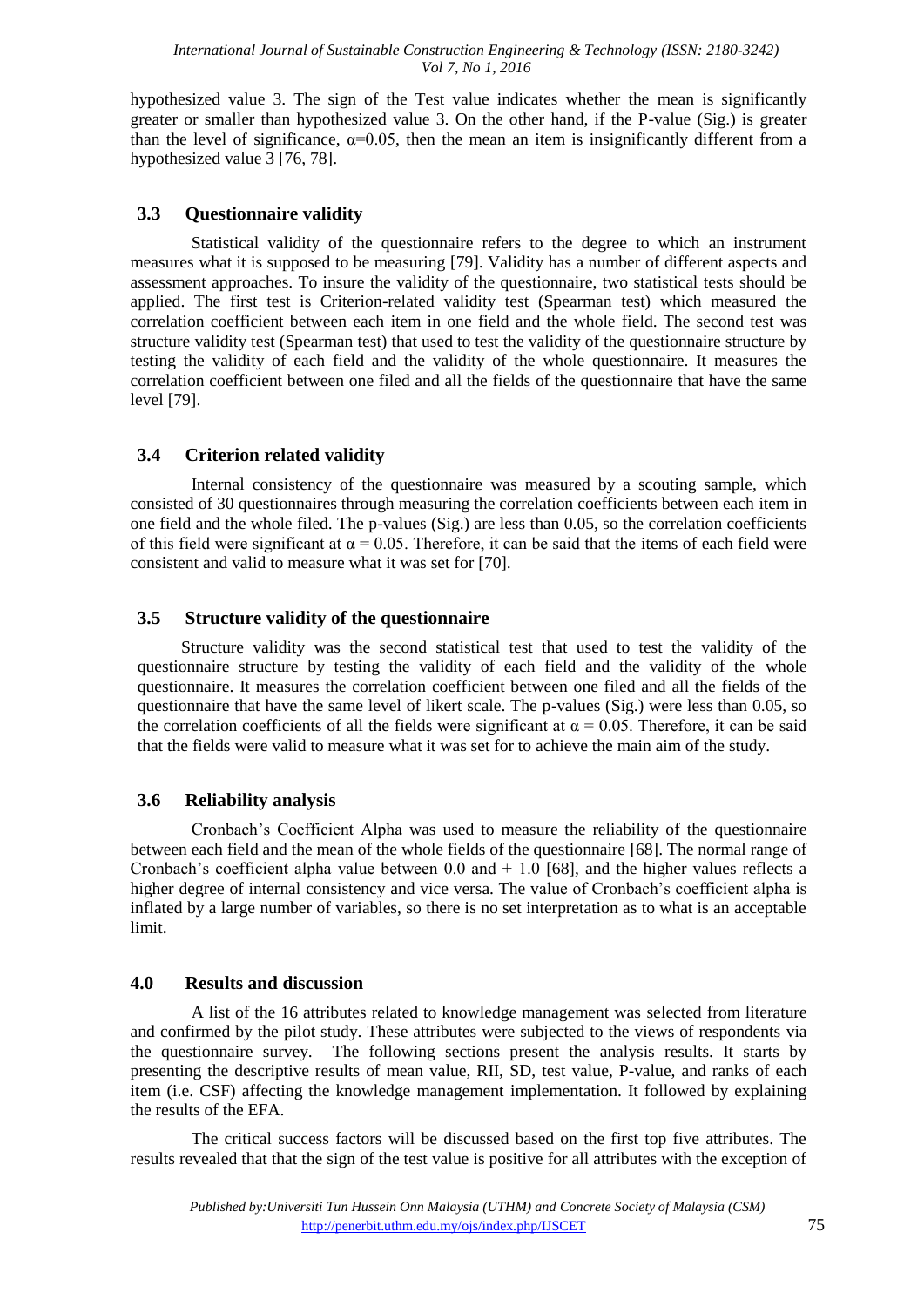hypothesized value 3. The sign of the Test value indicates whether the mean is significantly greater or smaller than hypothesized value 3. On the other hand, if the P-value (Sig.) is greater than the level of significance, $\alpha$=0.05, then the mean an item is insignificantly different from a hypothesized value 3 [76, 78].

## 3.3 Questionnaire validity

Statistical validity of the questionnaire refers to the degree to which an instrument measures what it is supposed to be measuring [79]. Validity has a number of different aspects and assessment approaches. To insure the validity of the questionnaire, two statistical tests should be applied. The first test is Criterion-related validity test (Spearman test) which measured the correlation coefficient between each item in one field and the whole field. The second test was structure validity test (Spearman test) that used to test the validity of the questionnaire structure by testing the validity of each field and the validity of the whole questionnaire. It measures the correlation coefficient between one filed and all the fields of the questionnaire that have the same level [79].

## 3.4 Criterion related validity

Internal consistency of the questionnaire was measured by a scouting sample, which consisted of 30 questionnaires through measuring the correlation coefficients between each item in one field and the whole filed. The p-values (Sig.) are less than 0.05, so the correlation coefficients of this field were significant at $\alpha = 0.05$. Therefore, it can be said that the items of each field were consistent and valid to measure what it was set for [70].

## 3.5 Structure validity of the questionnaire

Structure validity was the second statistical test that used to test the validity of the questionnaire structure by testing the validity of each field and the validity of the whole questionnaire. It measures the correlation coefficient between one filed and all the fields of the questionnaire that have the same level of likert scale. The p-values (Sig.) were less than 0.05, so the correlation coefficients of all the fields were significant at $\alpha = 0.05$. Therefore, it can be said that the fields were valid to measure what it was set for to achieve the main aim of the study.

## 3.6 Reliability analysis

Cronbach's Coefficient Alpha was used to measure the reliability of the questionnaire between each field and the mean of the whole fields of the questionnaire [68]. The normal range of Cronbach's coefficient alpha value between 0.0 and + 1.0 [68], and the higher values reflects a higher degree of internal consistency and vice versa. The value of Cronbach's coefficient alpha is inflated by a large number of variables, so there is no set interpretation as to what is an acceptable limit.

# 4.0 Results and discussion

A list of the 16 attributes related to knowledge management was selected from literature and confirmed by the pilot study. These attributes were subjected to the views of respondents via the questionnaire survey. The following sections present the analysis results. It starts by presenting the descriptive results of mean value, RII, SD, test value, P-value, and ranks of each item (i.e. CSF) affecting the knowledge management implementation. It followed by explaining the results of the EFA.

The critical success factors will be discussed based on the first top five attributes. The results revealed that that the sign of the test value is positive for all attributes with the exception of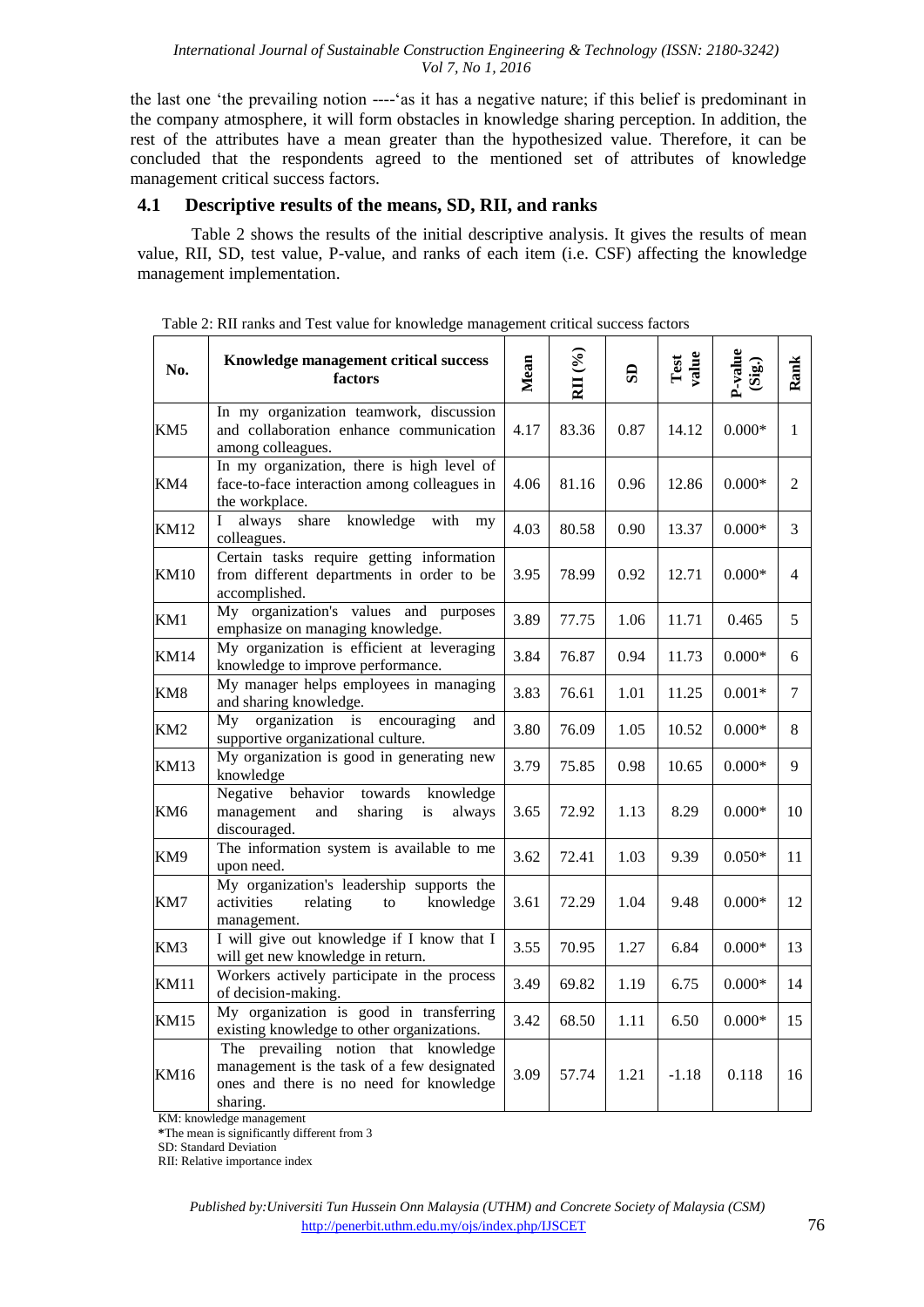the last one 'the prevailing notion ----'as it has a negative nature; if this belief is predominant in the company atmosphere, it will form obstacles in knowledge sharing perception. In addition, the rest of the attributes have a mean greater than the hypothesized value. Therefore, it can be concluded that the respondents agreed to the mentioned set of attributes of knowledge management critical success factors.

## 4.1 Descriptive results of the means, SD, RII, and ranks

Table 2 shows the results of the initial descriptive analysis. It gives the results of mean value, RII, SD, test value, P-value, and ranks of each item (i.e. CSF) affecting the knowledge management implementation.

Table 2: RII ranks and Test value for knowledge management critical success factors

| No. | Knowledge management critical success factors | Mean | RII (%) | SD | Test value | P-value (Sig.) | Rank |
|---|---|---|---|---|---|---|---|
| KM5 | In my organization teamwork, discussion and collaboration enhance communication among colleagues. | 4.17 | 83.36 | 0.87 | 14.12 | 0.000* | 1 |
| KM4 | In my organization, there is high level of face-to-face interaction among colleagues in the workplace. | 4.06 | 81.16 | 0.96 | 12.86 | 0.000* | 2 |
| KM12 | I always share knowledge with my colleagues. | 4.03 | 80.58 | 0.90 | 13.37 | 0.000* | 3 |
| KM10 | Certain tasks require getting information from different departments in order to be accomplished. | 3.95 | 78.99 | 0.92 | 12.71 | 0.000* | 4 |
| KM1 | My organization's values and purposes emphasize on managing knowledge. | 3.89 | 77.75 | 1.06 | 11.71 | 0.465 | 5 |
| KM14 | My organization is efficient at leveraging knowledge to improve performance. | 3.84 | 76.87 | 0.94 | 11.73 | 0.000* | 6 |
| KM8 | My manager helps employees in managing and sharing knowledge. | 3.83 | 76.61 | 1.01 | 11.25 | 0.001* | 7 |
| KM2 | My organization is encouraging and supportive organizational culture. | 3.80 | 76.09 | 1.05 | 10.52 | 0.000* | 8 |
| KM13 | My organization is good in generating new knowledge | 3.79 | 75.85 | 0.98 | 10.65 | 0.000* | 9 |
| KM6 | Negative behavior towards knowledge management and sharing is always discouraged. | 3.65 | 72.92 | 1.13 | 8.29 | 0.000* | 10 |
| KM9 | The information system is available to me upon need. | 3.62 | 72.41 | 1.03 | 9.39 | 0.050* | 11 |
| KM7 | My organization's leadership supports the activities relating to knowledge management. | 3.61 | 72.29 | 1.04 | 9.48 | 0.000* | 12 |
| KM3 | I will give out knowledge if I know that I will get new knowledge in return. | 3.55 | 70.95 | 1.27 | 6.84 | 0.000* | 13 |
| KM11 | Workers actively participate in the process of decision-making. | 3.49 | 69.82 | 1.19 | 6.75 | 0.000* | 14 |
| KM15 | My organization is good in transferring existing knowledge to other organizations. | 3.42 | 68.50 | 1.11 | 6.50 | 0.000* | 15 |
| KM16 | The prevailing notion that knowledge management is the task of a few designated ones and there is no need for knowledge sharing. | 3.09 | 57.74 | 1.21 | -1.18 | 0.118 | 16 |

KM: knowledge management
*The mean is significantly different from 3
SD: Standard Deviation
RII: Relative importance index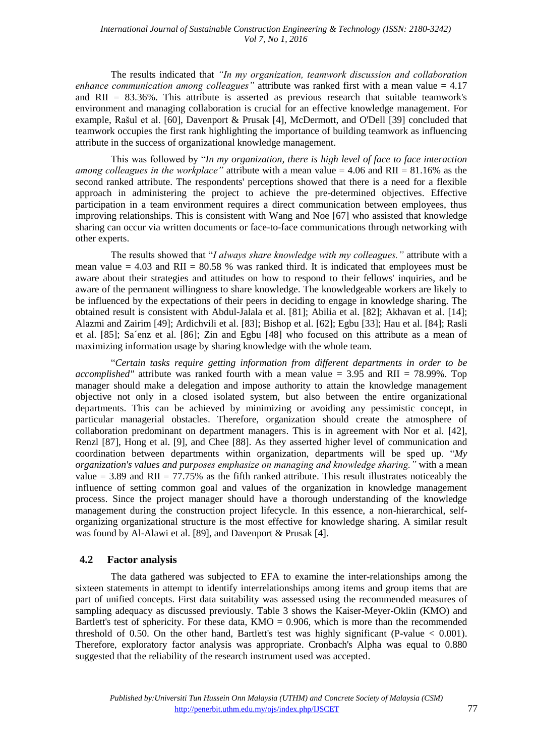The results indicated that *"In my organization, teamwork discussion and collaboration enhance communication among colleagues"* attribute was ranked first with a mean value = 4.17 and RII = 83.36%. This attribute is asserted as previous research that suitable teamwork's environment and managing collaboration is crucial for an effective knowledge management. For example, Rašul et al. [60], Davenport & Prusak [4], McDermott, and O'Dell [39] concluded that teamwork occupies the first rank highlighting the importance of building teamwork as influencing attribute in the success of organizational knowledge management.

This was followed by "*In my organization, there is high level of face to face interaction among colleagues in the workplace"* attribute with a mean value = 4.06 and RII = 81.16% as the second ranked attribute. The respondents' perceptions showed that there is a need for a flexible approach in administering the project to achieve the pre-determined objectives. Effective participation in a team environment requires a direct communication between employees, thus improving relationships. This is consistent with Wang and Noe [67] who assisted that knowledge sharing can occur via written documents or face-to-face communications through networking with other experts.

The results showed that "*I always share knowledge with my colleagues."* attribute with a mean value = 4.03 and RII = 80.58 % was ranked third. It is indicated that employees must be aware about their strategies and attitudes on how to respond to their fellows' inquiries, and be aware of the permanent willingness to share knowledge. The knowledgeable workers are likely to be influenced by the expectations of their peers in deciding to engage in knowledge sharing. The obtained result is consistent with Abdul-Jalala et al. [81]; Abilia et al. [82]; Akhavan et al. [14]; Alazmi and Zairim [49]; Ardichvili et al. [83]; Bishop et al. [62]; Egbu [33]; Hau et al. [84]; Rasli et al. [85]; Sa´enz et al. [86]; Zin and Egbu [48] who focused on this attribute as a mean of maximizing information usage by sharing knowledge with the whole team.

"*Certain tasks require getting information from different departments in order to be accomplished"* attribute was ranked fourth with a mean value = 3.95 and RII = 78.99%. Top manager should make a delegation and impose authority to attain the knowledge management objective not only in a closed isolated system, but also between the entire organizational departments. This can be achieved by minimizing or avoiding any pessimistic concept, in particular managerial obstacles. Therefore, organization should create the atmosphere of collaboration predominant on department managers. This is in agreement with Nor et al. [42], Renzl [87], Hong et al. [9], and Chee [88]. As they asserted higher level of communication and coordination between departments within organization, departments will be sped up. "*My organization's values and purposes emphasize on managing and knowledge sharing."* with a mean value = 3.89 and RII = 77.75% as the fifth ranked attribute. This result illustrates noticeably the influence of setting common goal and values of the organization in knowledge management process. Since the project manager should have a thorough understanding of the knowledge management during the construction project lifecycle. In this essence, a non-hierarchical, self-organizing organizational structure is the most effective for knowledge sharing. A similar result was found by Al-Alawi et al. [89], and Davenport & Prusak [4].

## 4.2 Factor analysis

The data gathered was subjected to EFA to examine the inter-relationships among the sixteen statements in attempt to identify interrelationships among items and group items that are part of unified concepts. First data suitability was assessed using the recommended measures of sampling adequacy as discussed previously. Table 3 shows the Kaiser-Meyer-Oklin (KMO) and Bartlett's test of sphericity. For these data, KMO = 0.906, which is more than the recommended threshold of 0.50. On the other hand, Bartlett's test was highly significant (P-value $< 0.001$). Therefore, exploratory factor analysis was appropriate. Cronbach's Alpha was equal to 0.880 suggested that the reliability of the research instrument used was accepted.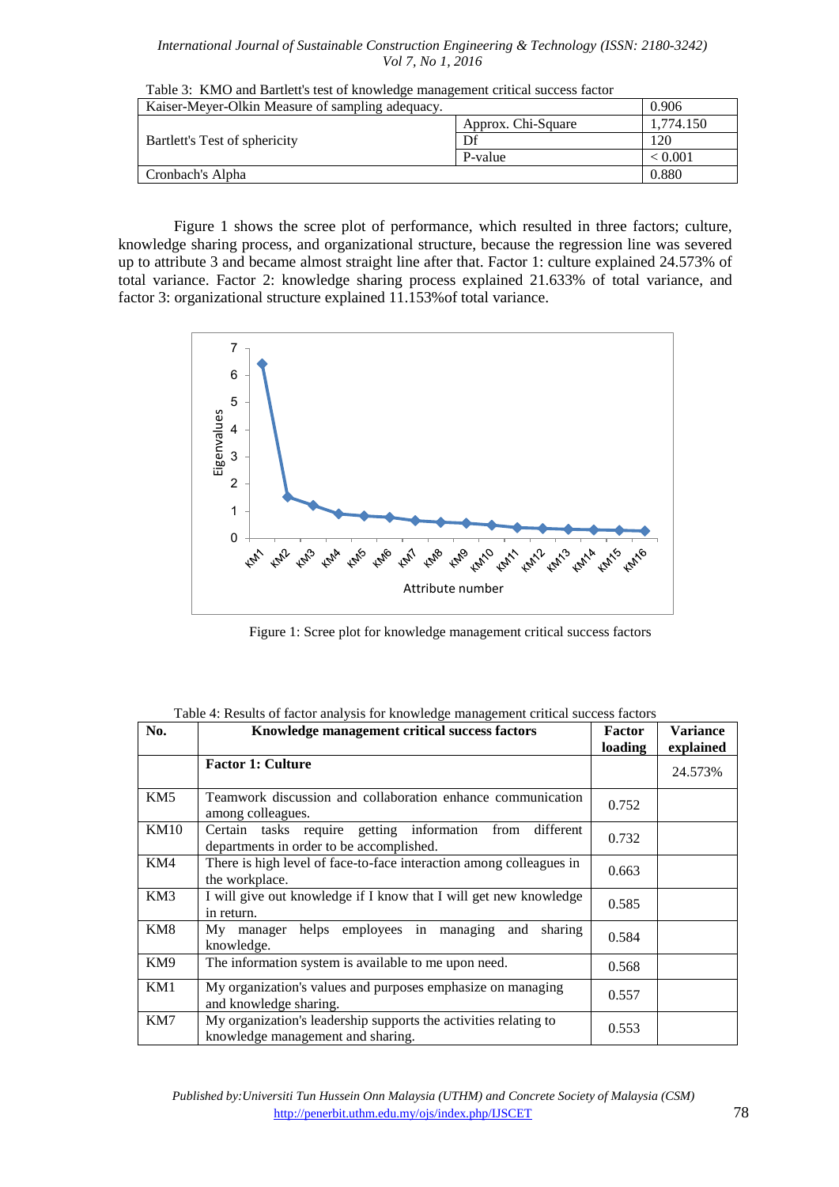Table 3: KMO and Bartlett's test of knowledge management critical success factor

| Kaiser-Meyer-Olkin Measure of sampling adequacy. | | 0.906 |
|---|---|---|
| Bartlett's Test of sphericity | Approx. Chi-Square | 1,774.150 |
| | Df | 120 |
| | P-value | < 0.001 |
| Cronbach's Alpha | | 0.880 |

Figure 1 shows the scree plot of performance, which resulted in three factors; culture, knowledge sharing process, and organizational structure, because the regression line was severed up to attribute 3 and became almost straight line after that. Factor 1: culture explained 24.573% of total variance. Factor 2: knowledge sharing process explained 21.633% of total variance, and factor 3: organizational structure explained 11.153%of total variance.

Figure 1: Scree plot for knowledge management critical success factors

Table 4: Results of factor analysis for knowledge management critical success factors

| No. | Knowledge management critical success factors | Factor loading | Variance explained |
|---|---|---|---|
| | **Factor 1: Culture** | | 24.573% |
| KM5 | Teamwork discussion and collaboration enhance communication among colleagues. | 0.752 | |
| KM10 | Certain tasks require getting information from different departments in order to be accomplished. | 0.732 | |
| KM4 | There is high level of face-to-face interaction among colleagues in the workplace. | 0.663 | |
| KM3 | I will give out knowledge if I know that I will get new knowledge in return. | 0.585 | |
| KM8 | My manager helps employees in managing and sharing knowledge. | 0.584 | |
| KM9 | The information system is available to me upon need. | 0.568 | |
| KM1 | My organization's values and purposes emphasize on managing and knowledge sharing. | 0.557 | |
| KM7 | My organization's leadership supports the activities relating to knowledge management and sharing. | 0.553 | |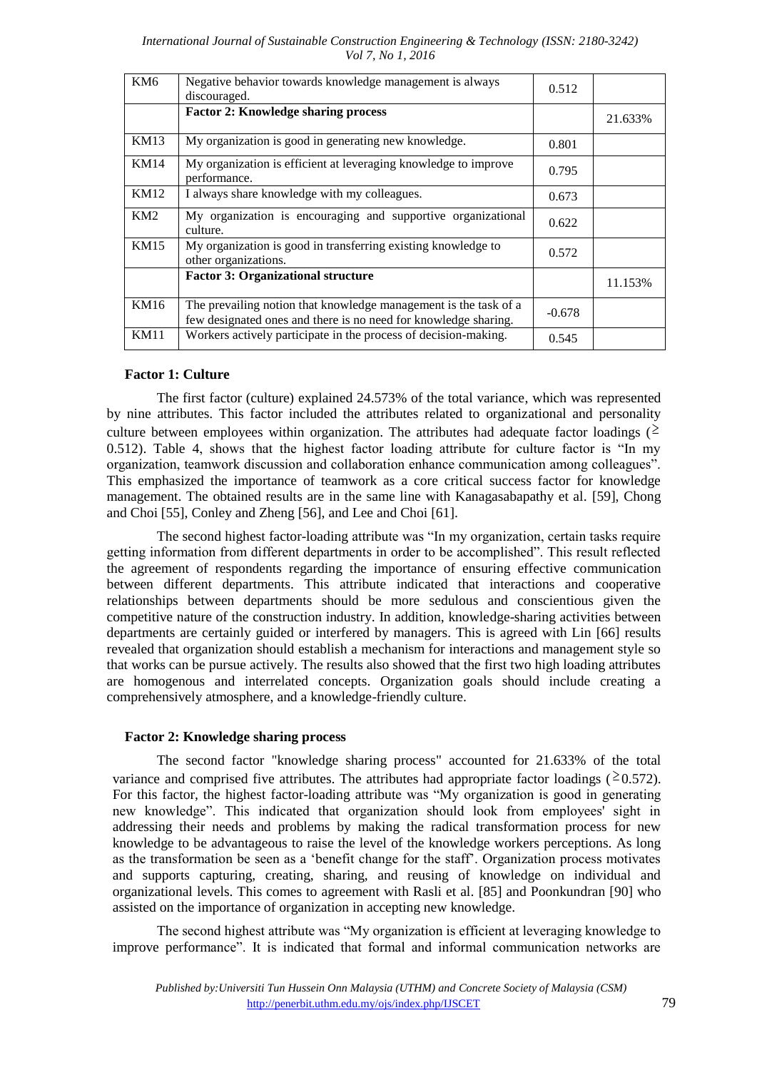| KM6 | Negative behavior towards knowledge management is always discouraged. | 0.512 | |
|---|---|---|---|
| | **Factor 2: Knowledge sharing process** | | 21.633% |
| KM13 | My organization is good in generating new knowledge. | 0.801 | |
| KM14 | My organization is efficient at leveraging knowledge to improve performance. | 0.795 | |
| KM12 | I always share knowledge with my colleagues. | 0.673 | |
| KM2 | My organization is encouraging and supportive organizational culture. | 0.622 | |
| KM15 | My organization is good in transferring existing knowledge to other organizations. | 0.572 | |
| | **Factor 3: Organizational structure** | | 11.153% |
| KM16 | The prevailing notion that knowledge management is the task of a few designated ones and there is no need for knowledge sharing. | -0.678 | |
| KM11 | Workers actively participate in the process of decision-making. | 0.545 | |

**Factor 1: Culture**

The first factor (culture) explained 24.573% of the total variance, which was represented by nine attributes. This factor included the attributes related to organizational and personality culture between employees within organization. The attributes had adequate factor loadings ($\geq$ 0.512). Table 4, shows that the highest factor loading attribute for culture factor is "In my organization, teamwork discussion and collaboration enhance communication among colleagues". This emphasized the importance of teamwork as a core critical success factor for knowledge management. The obtained results are in the same line with Kanagasabapathy et al. [59], Chong and Choi [55], Conley and Zheng [56], and Lee and Choi [61].

The second highest factor-loading attribute was "In my organization, certain tasks require getting information from different departments in order to be accomplished". This result reflected the agreement of respondents regarding the importance of ensuring effective communication between different departments. This attribute indicated that interactions and cooperative relationships between departments should be more sedulous and conscientious given the competitive nature of the construction industry. In addition, knowledge-sharing activities between departments are certainly guided or interfered by managers. This is agreed with Lin [66] results revealed that organization should establish a mechanism for interactions and management style so that works can be pursue actively. The results also showed that the first two high loading attributes are homogenous and interrelated concepts. Organization goals should include creating a comprehensively atmosphere, and a knowledge-friendly culture.

**Factor 2: Knowledge sharing process**

The second factor "knowledge sharing process" accounted for 21.633% of the total variance and comprised five attributes. The attributes had appropriate factor loadings ($\geq$0.572). For this factor, the highest factor-loading attribute was "My organization is good in generating new knowledge". This indicated that organization should look from employees' sight in addressing their needs and problems by making the radical transformation process for new knowledge to be advantageous to raise the level of the knowledge workers perceptions. As long as the transformation be seen as a 'benefit change for the staff'. Organization process motivates and supports capturing, creating, sharing, and reusing of knowledge on individual and organizational levels. This comes to agreement with Rasli et al. [85] and Poonkundran [90] who assisted on the importance of organization in accepting new knowledge.

The second highest attribute was "My organization is efficient at leveraging knowledge to improve performance". It is indicated that formal and informal communication networks are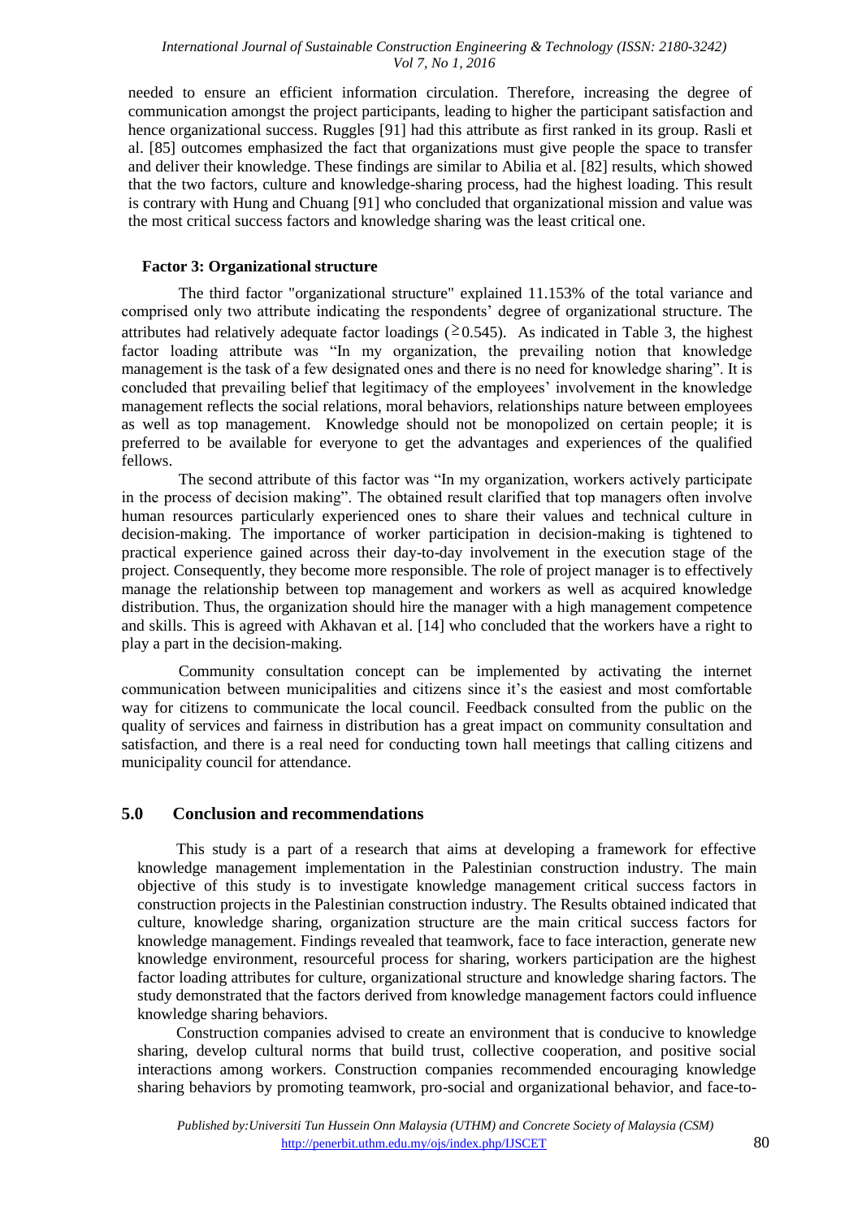needed to ensure an efficient information circulation. Therefore, increasing the degree of communication amongst the project participants, leading to higher the participant satisfaction and hence organizational success. Ruggles [91] had this attribute as first ranked in its group. Rasli et al. [85] outcomes emphasized the fact that organizations must give people the space to transfer and deliver their knowledge. These findings are similar to Abilia et al. [82] results, which showed that the two factors, culture and knowledge-sharing process, had the highest loading. This result is contrary with Hung and Chuang [91] who concluded that organizational mission and value was the most critical success factors and knowledge sharing was the least critical one.

### Factor 3: Organizational structure

The third factor "organizational structure" explained 11.153% of the total variance and comprised only two attribute indicating the respondents' degree of organizational structure. The attributes had relatively adequate factor loadings ($\geq$0.545). As indicated in Table 3, the highest factor loading attribute was "In my organization, the prevailing notion that knowledge management is the task of a few designated ones and there is no need for knowledge sharing". It is concluded that prevailing belief that legitimacy of the employees' involvement in the knowledge management reflects the social relations, moral behaviors, relationships nature between employees as well as top management. Knowledge should not be monopolized on certain people; it is preferred to be available for everyone to get the advantages and experiences of the qualified fellows.

The second attribute of this factor was "In my organization, workers actively participate in the process of decision making". The obtained result clarified that top managers often involve human resources particularly experienced ones to share their values and technical culture in decision-making. The importance of worker participation in decision-making is tightened to practical experience gained across their day-to-day involvement in the execution stage of the project. Consequently, they become more responsible. The role of project manager is to effectively manage the relationship between top management and workers as well as acquired knowledge distribution. Thus, the organization should hire the manager with a high management competence and skills. This is agreed with Akhavan et al. [14] who concluded that the workers have a right to play a part in the decision-making.

Community consultation concept can be implemented by activating the internet communication between municipalities and citizens since it's the easiest and most comfortable way for citizens to communicate the local council. Feedback consulted from the public on the quality of services and fairness in distribution has a great impact on community consultation and satisfaction, and there is a real need for conducting town hall meetings that calling citizens and municipality council for attendance.

## 5.0 Conclusion and recommendations

This study is a part of a research that aims at developing a framework for effective knowledge management implementation in the Palestinian construction industry. The main objective of this study is to investigate knowledge management critical success factors in construction projects in the Palestinian construction industry. The Results obtained indicated that culture, knowledge sharing, organization structure are the main critical success factors for knowledge management. Findings revealed that teamwork, face to face interaction, generate new knowledge environment, resourceful process for sharing, workers participation are the highest factor loading attributes for culture, organizational structure and knowledge sharing factors. The study demonstrated that the factors derived from knowledge management factors could influence knowledge sharing behaviors.

Construction companies advised to create an environment that is conducive to knowledge sharing, develop cultural norms that build trust, collective cooperation, and positive social interactions among workers. Construction companies recommended encouraging knowledge sharing behaviors by promoting teamwork, pro-social and organizational behavior, and face-to-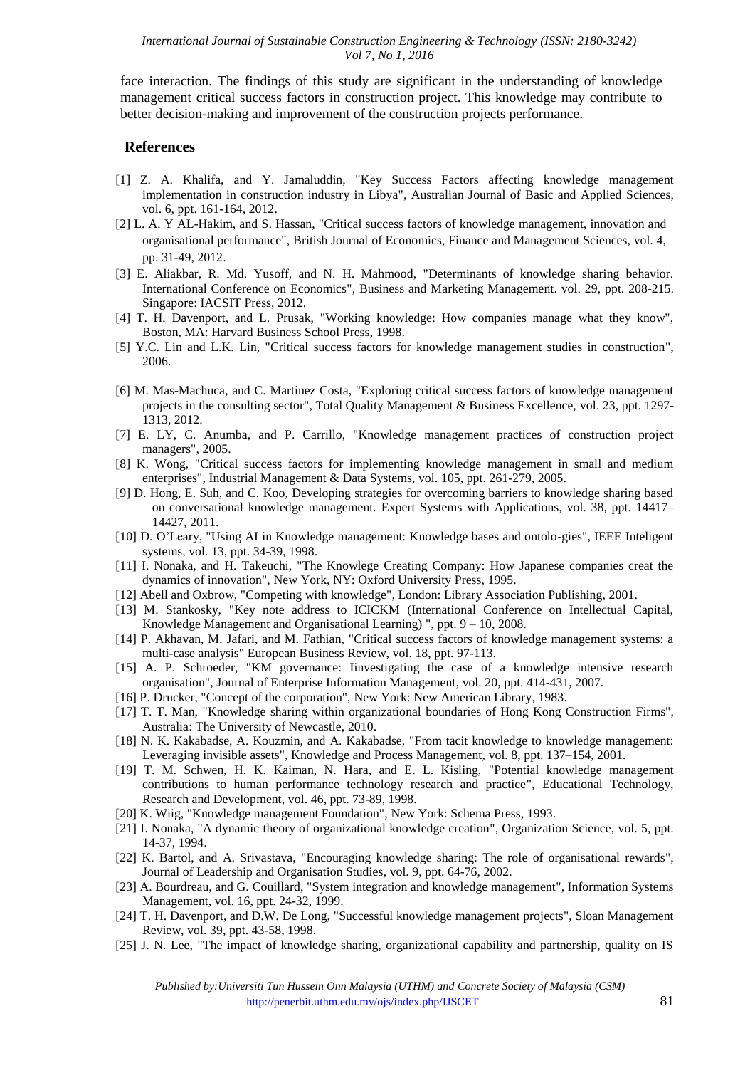face interaction. The findings of this study are significant in the understanding of knowledge management critical success factors in construction project. This knowledge may contribute to better decision-making and improvement of the construction projects performance.

## References

[1] Z. A. Khalifa, and Y. Jamaluddin, "Key Success Factors affecting knowledge management implementation in construction industry in Libya", Australian Journal of Basic and Applied Sciences, vol. 6, ppt. 161-164, 2012.

[2] L. A. Y AL-Hakim, and S. Hassan, "Critical success factors of knowledge management, innovation and organisational performance", British Journal of Economics, Finance and Management Sciences, vol. 4, pp. 31-49, 2012.

[3] E. Aliakbar, R. Md. Yusoff, and N. H. Mahmood, "Determinants of knowledge sharing behavior. International Conference on Economics", Business and Marketing Management. vol. 29, ppt. 208-215. Singapore: IACSIT Press, 2012.

[4] T. H. Davenport, and L. Prusak, "Working knowledge: How companies manage what they know", Boston, MA: Harvard Business School Press, 1998.

[5] Y.C. Lin and L.K. Lin, "Critical success factors for knowledge management studies in construction", 2006.

[6] M. Mas-Machuca, and C. Martinez Costa, "Exploring critical success factors of knowledge management projects in the consulting sector", Total Quality Management & Business Excellence, vol. 23, ppt. 1297-1313, 2012.

[7] E. LY, C. Anumba, and P. Carrillo, "Knowledge management practices of construction project managers", 2005.

[8] K. Wong, "Critical success factors for implementing knowledge management in small and medium enterprises", Industrial Management & Data Systems, vol. 105, ppt. 261-279, 2005.

[9] D. Hong, E. Suh, and C. Koo, Developing strategies for overcoming barriers to knowledge sharing based on conversational knowledge management. Expert Systems with Applications, vol. 38, ppt. 14417–14427, 2011.

[10] D. O'Leary, "Using AI in Knowledge management: Knowledge bases and ontolo-gies", IEEE Inteligent systems, vol. 13, ppt. 34-39, 1998.

[11] I. Nonaka, and H. Takeuchi, "The Knowlege Creating Company: How Japanese companies creat the dynamics of innovation", New York, NY: Oxford University Press, 1995.

[12] Abell and Oxbrow, "Competing with knowledge", London: Library Association Publishing, 2001.

[13] M. Stankosky, "Key note address to ICICKM (International Conference on Intellectual Capital, Knowledge Management and Organisational Learning) ", ppt. 9 – 10, 2008.

[14] P. Akhavan, M. Jafari, and M. Fathian, "Critical success factors of knowledge management systems: a multi-case analysis" European Business Review, vol. 18, ppt. 97-113.

[15] A. P. Schroeder, "KM governance: Iinvestigating the case of a knowledge intensive research organisation", Journal of Enterprise Information Management, vol. 20, ppt. 414-431, 2007.

[16] P. Drucker, "Concept of the corporation", New York: New American Library, 1983.

[17] T. T. Man, "Knowledge sharing within organizational boundaries of Hong Kong Construction Firms", Australia: The University of Newcastle, 2010.

[18] N. K. Kakabadse, A. Kouzmin, and A. Kakabadse, "From tacit knowledge to knowledge management: Leveraging invisible assets", Knowledge and Process Management, vol. 8, ppt. 137–154, 2001.

[19] T. M. Schwen, H. K. Kaiman, N. Hara, and E. L. Kisling, "Potential knowledge management contributions to human performance technology research and practice", Educational Technology, Research and Development, vol. 46, ppt. 73-89, 1998.

[20] K. Wiig, "Knowledge management Foundation", New York: Schema Press, 1993.

[21] I. Nonaka, "A dynamic theory of organizational knowledge creation", Organization Science, vol. 5, ppt. 14-37, 1994.

[22] K. Bartol, and A. Srivastava, "Encouraging knowledge sharing: The role of organisational rewards", Journal of Leadership and Organisation Studies, vol. 9, ppt. 64-76, 2002.

[23] A. Bourdreau, and G. Couillard, "System integration and knowledge management", Information Systems Management, vol. 16, ppt. 24-32, 1999.

[24] T. H. Davenport, and D.W. De Long, "Successful knowledge management projects", Sloan Management Review, vol. 39, ppt. 43-58, 1998.

[25] J. N. Lee, "The impact of knowledge sharing, organizational capability and partnership, quality on IS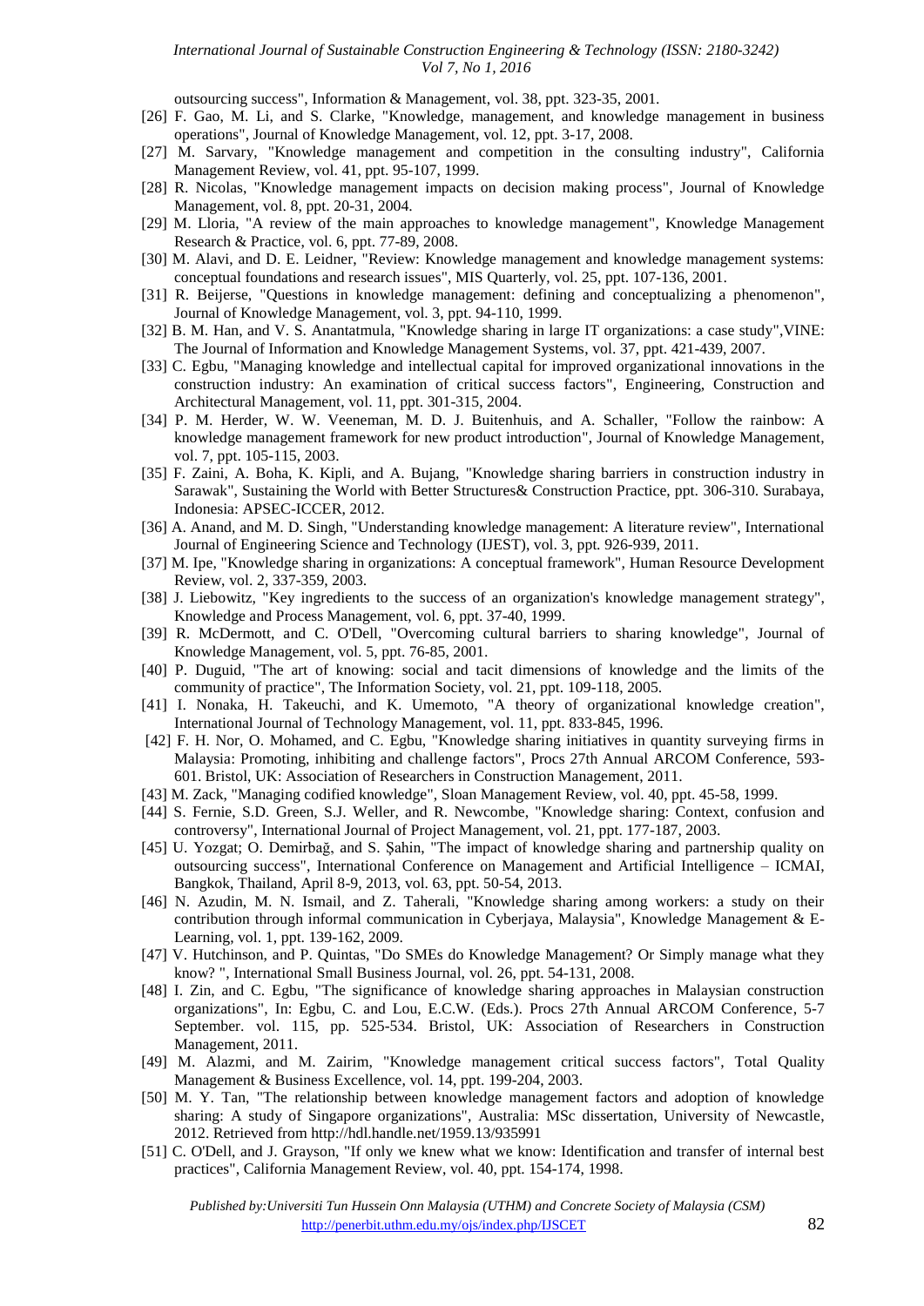outsourcing success", Information & Management, vol. 38, ppt. 323-35, 2001.

[26] F. Gao, M. Li, and S. Clarke, "Knowledge, management, and knowledge management in business operations", Journal of Knowledge Management, vol. 12, ppt. 3-17, 2008.

[27] M. Sarvary, "Knowledge management and competition in the consulting industry", California Management Review, vol. 41, ppt. 95-107, 1999.

[28] R. Nicolas, "Knowledge management impacts on decision making process", Journal of Knowledge Management, vol. 8, ppt. 20-31, 2004.

[29] M. Lloria, "A review of the main approaches to knowledge management", Knowledge Management Research & Practice, vol. 6, ppt. 77-89, 2008.

[30] M. Alavi, and D. E. Leidner, "Review: Knowledge management and knowledge management systems: conceptual foundations and research issues", MIS Quarterly, vol. 25, ppt. 107-136, 2001.

[31] R. Beijerse, "Questions in knowledge management: defining and conceptualizing a phenomenon", Journal of Knowledge Management, vol. 3, ppt. 94-110, 1999.

[32] B. M. Han, and V. S. Anantatmula, "Knowledge sharing in large IT organizations: a case study",VINE: The Journal of Information and Knowledge Management Systems, vol. 37, ppt. 421-439, 2007.

[33] C. Egbu, "Managing knowledge and intellectual capital for improved organizational innovations in the construction industry: An examination of critical success factors", Engineering, Construction and Architectural Management, vol. 11, ppt. 301-315, 2004.

[34] P. M. Herder, W. W. Veeneman, M. D. J. Buitenhuis, and A. Schaller, "Follow the rainbow: A knowledge management framework for new product introduction", Journal of Knowledge Management, vol. 7, ppt. 105-115, 2003.

[35] F. Zaini, A. Boha, K. Kipli, and A. Bujang, "Knowledge sharing barriers in construction industry in Sarawak", Sustaining the World with Better Structures& Construction Practice, ppt. 306-310. Surabaya, Indonesia: APSEC-ICCER, 2012.

[36] A. Anand, and M. D. Singh, "Understanding knowledge management: A literature review", International Journal of Engineering Science and Technology (IJEST), vol. 3, ppt. 926-939, 2011.

[37] M. Ipe, "Knowledge sharing in organizations: A conceptual framework", Human Resource Development Review, vol. 2, 337-359, 2003.

[38] J. Liebowitz, "Key ingredients to the success of an organization's knowledge management strategy", Knowledge and Process Management, vol. 6, ppt. 37-40, 1999.

[39] R. McDermott, and C. O'Dell, "Overcoming cultural barriers to sharing knowledge", Journal of Knowledge Management, vol. 5, ppt. 76-85, 2001.

[40] P. Duguid, "The art of knowing: social and tacit dimensions of knowledge and the limits of the community of practice", The Information Society, vol. 21, ppt. 109-118, 2005.

[41] I. Nonaka, H. Takeuchi, and K. Umemoto, "A theory of organizational knowledge creation", International Journal of Technology Management, vol. 11, ppt. 833-845, 1996.

[42] F. H. Nor, O. Mohamed, and C. Egbu, "Knowledge sharing initiatives in quantity surveying firms in Malaysia: Promoting, inhibiting and challenge factors", Procs 27th Annual ARCOM Conference, 593-601. Bristol, UK: Association of Researchers in Construction Management, 2011.

[43] M. Zack, "Managing codified knowledge", Sloan Management Review, vol. 40, ppt. 45-58, 1999.

[44] S. Fernie, S.D. Green, S.J. Weller, and R. Newcombe, "Knowledge sharing: Context, confusion and controversy", International Journal of Project Management, vol. 21, ppt. 177-187, 2003.

[45] U. Yozgat; O. Demirbağ, and S. Şahin, "The impact of knowledge sharing and partnership quality on outsourcing success", International Conference on Management and Artificial Intelligence – ICMAI, Bangkok, Thailand, April 8-9, 2013, vol. 63, ppt. 50-54, 2013.

[46] N. Azudin, M. N. Ismail, and Z. Taherali, "Knowledge sharing among workers: a study on their contribution through informal communication in Cyberjaya, Malaysia", Knowledge Management & E-Learning, vol. 1, ppt. 139-162, 2009.

[47] V. Hutchinson, and P. Quintas, "Do SMEs do Knowledge Management? Or Simply manage what they know? ", International Small Business Journal, vol. 26, ppt. 54-131, 2008.

[48] I. Zin, and C. Egbu, "The significance of knowledge sharing approaches in Malaysian construction organizations", In: Egbu, C. and Lou, E.C.W. (Eds.). Procs 27th Annual ARCOM Conference, 5-7 September. vol. 115, pp. 525-534. Bristol, UK: Association of Researchers in Construction Management, 2011.

[49] M. Alazmi, and M. Zairim, "Knowledge management critical success factors", Total Quality Management & Business Excellence, vol. 14, ppt. 199-204, 2003.

[50] M. Y. Tan, "The relationship between knowledge management factors and adoption of knowledge sharing: A study of Singapore organizations", Australia: MSc dissertation, University of Newcastle, 2012. Retrieved from http://hdl.handle.net/1959.13/935991

[51] C. O'Dell, and J. Grayson, "If only we knew what we know: Identification and transfer of internal best practices", California Management Review, vol. 40, ppt. 154-174, 1998.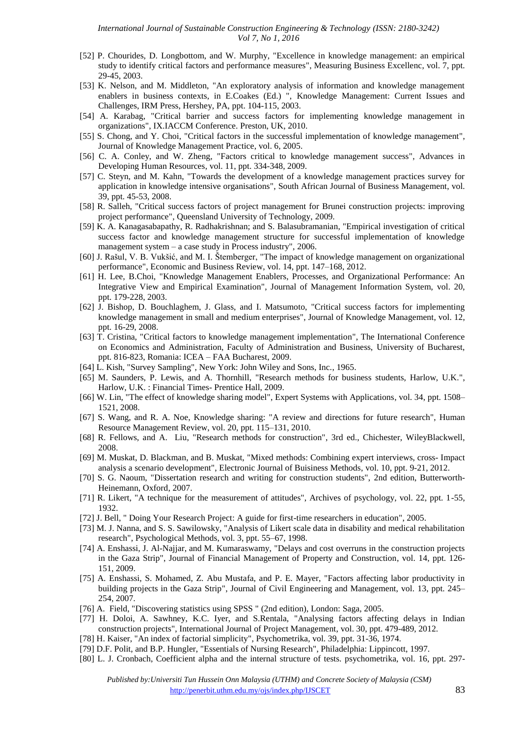[52] P. Chourides, D. Longbottom, and W. Murphy, "Excellence in knowledge management: an empirical study to identify critical factors and performance measures", Measuring Business Excellenc, vol. 7, ppt. 29-45, 2003.

[53] K. Nelson, and M. Middleton, "An exploratory analysis of information and knowledge management enablers in business contexts, in E.Coakes (Ed.) ", Knowledge Management: Current Issues and Challenges, IRM Press, Hershey, PA, ppt. 104-115, 2003.

[54] A. Karabag, "Critical barrier and success factors for implementing knowledge management in organizations", IX.IACCM Conference. Preston, UK, 2010.

[55] S. Chong, and Y. Choi, "Critical factors in the successful implementation of knowledge management", Journal of Knowledge Management Practice, vol. 6, 2005.

[56] C. A. Conley, and W. Zheng, "Factors critical to knowledge management success", Advances in Developing Human Resources, vol. 11, ppt. 334-348, 2009.

[57] C. Steyn, and M. Kahn, "Towards the development of a knowledge management practices survey for application in knowledge intensive organisations", South African Journal of Business Management, vol. 39, ppt. 45-53, 2008.

[58] R. Salleh, "Critical success factors of project management for Brunei construction projects: improving project performance", Queensland University of Technology, 2009.

[59] K. A. Kanagasabapathy, R. Radhakrishnan; and S. Balasubramanian, "Empirical investigation of critical success factor and knowledge management structure for successful implementation of knowledge management system – a case study in Process industry", 2006.

[60] J. Rašul, V. B. Vukšić, and M. I. Štemberger, "The impact of knowledge management on organizational performance", Economic and Business Review, vol. 14, ppt. 147–168, 2012.

[61] H. Lee, B.Choi, "Knowledge Management Enablers, Processes, and Organizational Performance: An Integrative View and Empirical Examination", Journal of Management Information System, vol. 20, ppt. 179-228, 2003.

[62] J. Bishop, D. Bouchlaghem, J. Glass, and I. Matsumoto, "Critical success factors for implementing knowledge management in small and medium enterprises", Journal of Knowledge Management, vol. 12, ppt. 16-29, 2008.

[63] T. Cristina, "Critical factors to knowledge management implementation", The International Conference on Economics and Administration, Faculty of Administration and Business, University of Bucharest, ppt. 816-823, Romania: ICEA – FAA Bucharest, 2009.

[64] L. Kish, "Survey Sampling", New York: John Wiley and Sons, Inc., 1965.

[65] M. Saunders, P. Lewis, and A. Thornhill, "Research methods for business students, Harlow, U.K.", Harlow, U.K. : Financial Times- Prentice Hall, 2009.

[66] W. Lin, "The effect of knowledge sharing model", Expert Systems with Applications, vol. 34, ppt. 1508–1521, 2008.

[67] S. Wang, and R. A. Noe, Knowledge sharing: "A review and directions for future research", Human Resource Management Review, vol. 20, ppt. 115–131, 2010.

[68] R. Fellows, and A. Liu, "Research methods for construction", 3rd ed., Chichester, WileyBlackwell, 2008.

[69] M. Muskat, D. Blackman, and B. Muskat, "Mixed methods: Combining expert interviews, cross- Impact analysis a scenario development", Electronic Journal of Buisiness Methods, vol. 10, ppt. 9-21, 2012.

[70] S. G. Naoum, "Dissertation research and writing for construction students", 2nd edition, Butterworth-Heinemann, Oxford, 2007.

[71] R. Likert, "A technique for the measurement of attitudes", Archives of psychology, vol. 22, ppt. 1-55, 1932.

[72] J. Bell, " Doing Your Research Project: A guide for first-time researchers in education", 2005.

[73] M. J. Nanna, and S. S. Sawilowsky, "Analysis of Likert scale data in disability and medical rehabilitation research", Psychological Methods, vol. 3, ppt. 55–67, 1998.

[74] A. Enshassi, J. Al-Najjar, and M. Kumaraswamy, "Delays and cost overruns in the construction projects in the Gaza Strip", Journal of Financial Management of Property and Construction, vol. 14, ppt. 126-151, 2009.

[75] A. Enshassi, S. Mohamed, Z. Abu Mustafa, and P. E. Mayer, "Factors affecting labor productivity in building projects in the Gaza Strip", Journal of Civil Engineering and Management, vol. 13, ppt. 245–254, 2007.

[76] A. Field, "Discovering statistics using SPSS " (2nd edition), London: Saga, 2005.

[77] H. Doloi, A. Sawhney, K.C. Iyer, and S.Rentala, "Analysing factors affecting delays in Indian construction projects", International Journal of Project Management, vol. 30, ppt. 479-489, 2012.

[78] H. Kaiser, "An index of factorial simplicity", Psychometrika, vol. 39, ppt. 31-36, 1974.

[79] D.F. Polit, and B.P. Hungler, "Essentials of Nursing Research", Philadelphia: Lippincott, 1997.

[80] L. J. Cronbach, Coefficient alpha and the internal structure of tests. psychometrika, vol. 16, ppt. 297-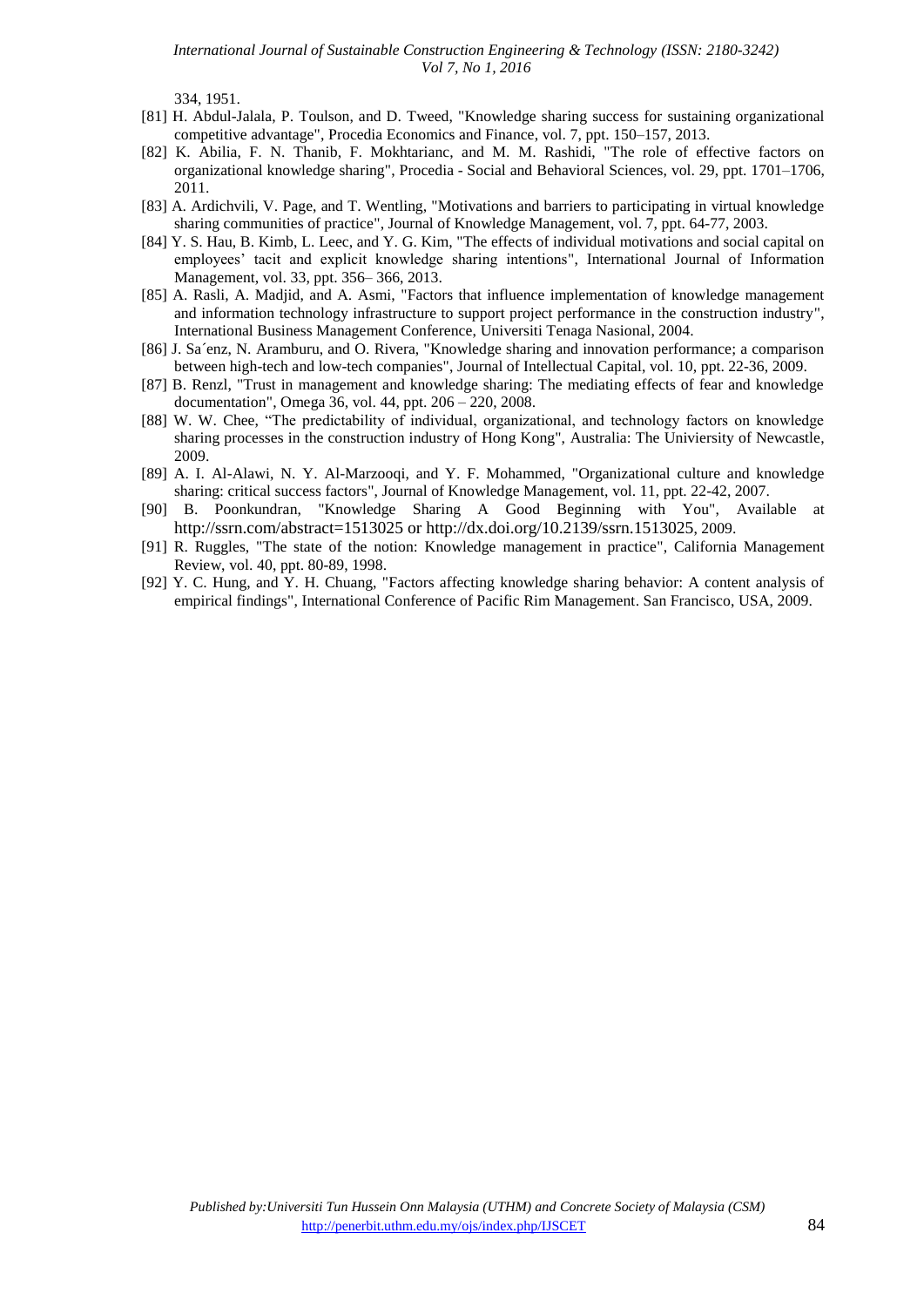334, 1951.

[81] H. Abdul-Jalala, P. Toulson, and D. Tweed, "Knowledge sharing success for sustaining organizational competitive advantage", Procedia Economics and Finance, vol. 7, ppt. 150–157, 2013.

[82] K. Abilia, F. N. Thanib, F. Mokhtarianc, and M. M. Rashidi, "The role of effective factors on organizational knowledge sharing", Procedia - Social and Behavioral Sciences, vol. 29, ppt. 1701–1706, 2011.

[83] A. Ardichvili, V. Page, and T. Wentling, "Motivations and barriers to participating in virtual knowledge sharing communities of practice", Journal of Knowledge Management, vol. 7, ppt. 64-77, 2003.

[84] Y. S. Hau, B. Kimb, L. Leec, and Y. G. Kim, "The effects of individual motivations and social capital on employees' tacit and explicit knowledge sharing intentions", International Journal of Information Management, vol. 33, ppt. 356– 366, 2013.

[85] A. Rasli, A. Madjid, and A. Asmi, "Factors that influence implementation of knowledge management and information technology infrastructure to support project performance in the construction industry", International Business Management Conference, Universiti Tenaga Nasional, 2004.

[86] J. Sa´enz, N. Aramburu, and O. Rivera, "Knowledge sharing and innovation performance; a comparison between high-tech and low-tech companies", Journal of Intellectual Capital, vol. 10, ppt. 22-36, 2009.

[87] B. Renzl, "Trust in management and knowledge sharing: The mediating effects of fear and knowledge documentation", Omega 36, vol. 44, ppt. 206 – 220, 2008.

[88] W. W. Chee, "The predictability of individual, organizational, and technology factors on knowledge sharing processes in the construction industry of Hong Kong", Australia: The Univiersity of Newcastle, 2009.

[89] A. I. Al-Alawi, N. Y. Al-Marzooqi, and Y. F. Mohammed, "Organizational culture and knowledge sharing: critical success factors", Journal of Knowledge Management, vol. 11, ppt. 22-42, 2007.

[90] B. Poonkundran, "Knowledge Sharing A Good Beginning with You", Available at http://ssrn.com/abstract=1513025 or http://dx.doi.org/10.2139/ssrn.1513025, 2009.

[91] R. Ruggles, "The state of the notion: Knowledge management in practice", California Management Review, vol. 40, ppt. 80-89, 1998.

[92] Y. C. Hung, and Y. H. Chuang, "Factors affecting knowledge sharing behavior: A content analysis of empirical findings", International Conference of Pacific Rim Management. San Francisco, USA, 2009.